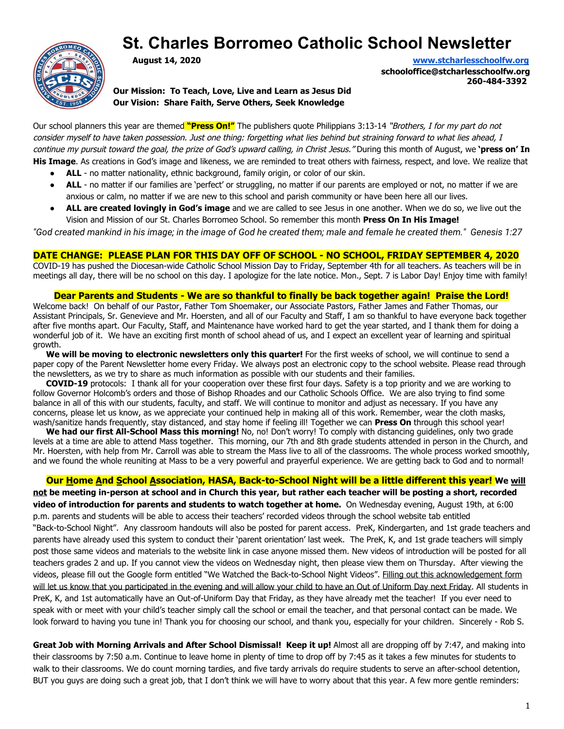# St. Charles Borromeo Catholic School Newsletter

**August 14, 2020**

**www.stcharlesschoolfw.org**
**schooloffice@stcharlesschoolfw.org**
**260-484-3392**

**Our Mission: To Teach, Love, Live and Learn as Jesus Did**
**Our Vision: Share Faith, Serve Others, Seek Knowledge**

Our school planners this year are themed **"Press On!"** The publishers quote Philippians 3:13-14 *"Brothers, I for my part do not consider myself to have taken possession. Just one thing: forgetting what lies behind but straining forward to what lies ahead, I continue my pursuit toward the goal, the prize of God's upward calling, in Christ Jesus."* During this month of August, we **'press on' In His Image**. As creations in God's image and likeness, we are reminded to treat others with fairness, respect, and love. We realize that

- **ALL** - no matter nationality, ethnic background, family origin, or color of our skin.
- **ALL** - no matter if our families are 'perfect' or struggling, no matter if our parents are employed or not, no matter if we are anxious or calm, no matter if we are new to this school and parish community or have been here all our lives.
- **ALL are created lovingly in God's image** and we are called to see Jesus in one another. When we do so, we live out the Vision and Mission of our St. Charles Borromeo School. So remember this month **Press On In His Image!**

*"God created mankind in his image; in the image of God he created them; male and female he created them." Genesis 1:27*

**DATE CHANGE: PLEASE PLAN FOR THIS DAY OFF OF SCHOOL - NO SCHOOL, FRIDAY SEPTEMBER 4, 2020**
COVID-19 has pushed the Diocesan-wide Catholic School Mission Day to Friday, September 4th for all teachers. As teachers will be in meetings all day, there will be no school on this day. I apologize for the late notice. Mon., Sept. 7 is Labor Day! Enjoy time with family!

**Dear Parents and Students - We are so thankful to finally be back together again! Praise the Lord!**
Welcome back! On behalf of our Pastor, Father Tom Shoemaker, our Associate Pastors, Father James and Father Thomas, our Assistant Principals, Sr. Genevieve and Mr. Hoersten, and all of our Faculty and Staff, I am so thankful to have everyone back together after five months apart. Our Faculty, Staff, and Maintenance have worked hard to get the year started, and I thank them for doing a wonderful job of it. We have an exciting first month of school ahead of us, and I expect an excellent year of learning and spiritual growth.

**We will be moving to electronic newsletters only this quarter!** For the first weeks of school, we will continue to send a paper copy of the Parent Newsletter home every Friday. We always post an electronic copy to the school website. Please read through the newsletters, as we try to share as much information as possible with our students and their families.

**COVID-19** protocols: I thank all for your cooperation over these first four days. Safety is a top priority and we are working to follow Governor Holcomb's orders and those of Bishop Rhoades and our Catholic Schools Office. We are also trying to find some balance in all of this with our students, faculty, and staff. We will continue to monitor and adjust as necessary. If you have any concerns, please let us know, as we appreciate your continued help in making all of this work. Remember, wear the cloth masks, wash/sanitize hands frequently, stay distanced, and stay home if feeling ill! Together we can **Press On** through this school year!

**We had our first All-School Mass this morning!** No, no! Don't worry! To comply with distancing guidelines, only two grade levels at a time are able to attend Mass together. This morning, our 7th and 8th grade students attended in person in the Church, and Mr. Hoersten, with help from Mr. Carroll was able to stream the Mass live to all of the classrooms. The whole process worked smoothly, and we found the whole reuniting at Mass to be a very powerful and prayerful experience. We are getting back to God and to normal!

**Our Home And School Association, HASA, Back-to-School Night will be a little different this year! We will not be meeting in-person at school and in Church this year, but rather each teacher will be posting a short, recorded video of introduction for parents and students to watch together at home.** On Wednesday evening, August 19th, at 6:00 p.m. parents and students will be able to access their teachers' recorded videos through the school website tab entitled "Back-to-School Night". Any classroom handouts will also be posted for parent access. PreK, Kindergarten, and 1st grade teachers and parents have already used this system to conduct their 'parent orientation' last week. The PreK, K, and 1st grade teachers will simply post those same videos and materials to the website link in case anyone missed them. New videos of introduction will be posted for all teachers grades 2 and up. If you cannot view the videos on Wednesday night, then please view them on Thursday. After viewing the videos, please fill out the Google form entitled "We Watched the Back-to-School Night Videos". Filling out this acknowledgement form will let us know that you participated in the evening and will allow your child to have an Out of Uniform Day next Friday. All students in PreK, K, and 1st automatically have an Out-of-Uniform Day that Friday, as they have already met the teacher! If you ever need to speak with or meet with your child's teacher simply call the school or email the teacher, and that personal contact can be made. We look forward to having you tune in! Thank you for choosing our school, and thank you, especially for your children. Sincerely - Rob S.

**Great Job with Morning Arrivals and After School Dismissal! Keep it up!** Almost all are dropping off by 7:47, and making into their classrooms by 7:50 a.m. Continue to leave home in plenty of time to drop off by 7:45 as it takes a few minutes for students to walk to their classrooms. We do count morning tardies, and five tardy arrivals do require students to serve an after-school detention, BUT you guys are doing such a great job, that I don't think we will have to worry about that this year. A few more gentle reminders: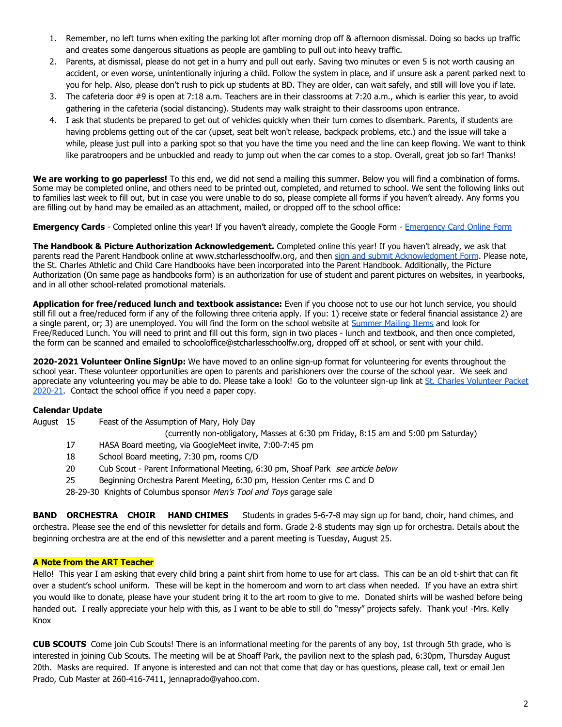1. Remember, no left turns when exiting the parking lot after morning drop off & afternoon dismissal. Doing so backs up traffic and creates some dangerous situations as people are gambling to pull out into heavy traffic.
2. Parents, at dismissal, please do not get in a hurry and pull out early. Saving two minutes or even 5 is not worth causing an accident, or even worse, unintentionally injuring a child. Follow the system in place, and if unsure ask a parent parked next to you for help. Also, please don't rush to pick up students at BD. They are older, can wait safely, and still will love you if late.
3. The cafeteria door #9 is open at 7:18 a.m. Teachers are in their classrooms at 7:20 a.m., which is earlier this year, to avoid gathering in the cafeteria (social distancing). Students may walk straight to their classrooms upon entrance.
4. I ask that students be prepared to get out of vehicles quickly when their turn comes to disembark. Parents, if students are having problems getting out of the car (upset, seat belt won't release, backpack problems, etc.) and the issue will take a while, please just pull into a parking spot so that you have the time you need and the line can keep flowing. We want to think like paratroopers and be unbuckled and ready to jump out when the car comes to a stop. Overall, great job so far! Thanks!

**We are working to go paperless!** To this end, we did not send a mailing this summer. Below you will find a combination of forms. Some may be completed online, and others need to be printed out, completed, and returned to school. We sent the following links out to families last week to fill out, but in case you were unable to do so, please complete all forms if you haven't already. Any forms you are filling out by hand may be emailed as an attachment, mailed, or dropped off to the school office:

**Emergency Cards** - Completed online this year! If you haven't already, complete the Google Form - Emergency Card Online Form

**The Handbook & Picture Authorization Acknowledgement.** Completed online this year! If you haven't already, we ask that parents read the Parent Handbook online at www.stcharlesschoolfw.org, and then sign and submit Acknowledgment Form. Please note, the St. Charles Athletic and Child Care Handbooks have been incorporated into the Parent Handbook. Additionally, the Picture Authorization (On same page as handbooks form) is an authorization for use of student and parent pictures on websites, in yearbooks, and in all other school-related promotional materials.

**Application for free/reduced lunch and textbook assistance:** Even if you choose not to use our hot lunch service, you should still fill out a free/reduced form if any of the following three criteria apply. If you: 1) receive state or federal financial assistance 2) are a single parent, or; 3) are unemployed. You will find the form on the school website at Summer Mailing Items and look for Free/Reduced Lunch. You will need to print and fill out this form, sign in two places - lunch and textbook, and then once completed, the form can be scanned and emailed to schooloffice@stcharlesschoolfw.org, dropped off at school, or sent with your child.

**2020-2021 Volunteer Online SignUp:** We have moved to an online sign-up format for volunteering for events throughout the school year. These volunteer opportunities are open to parents and parishioners over the course of the school year. We seek and appreciate any volunteering you may be able to do. Please take a look! Go to the volunteer sign-up link at St. Charles Volunteer Packet 2020-21. Contact the school office if you need a paper copy.

**Calendar Update**

August 15 Feast of the Assumption of Mary, Holy Day
(currently non-obligatory, Masses at 6:30 pm Friday, 8:15 am and 5:00 pm Saturday)

17 HASA Board meeting, via GoogleMeet invite, 7:00-7:45 pm

18 School Board meeting, 7:30 pm, rooms C/D

20 Cub Scout - Parent Informational Meeting, 6:30 pm, Shoaf Park *see article below*

25 Beginning Orchestra Parent Meeting, 6:30 pm, Hession Center rms C and D

28-29-30 Knights of Columbus sponsor *Men's Tool and Toys* garage sale

**BAND ORCHESTRA CHOIR HAND CHIMES** Students in grades 5-6-7-8 may sign up for band, choir, hand chimes, and orchestra. Please see the end of this newsletter for details and form. Grade 2-8 students may sign up for orchestra. Details about the beginning orchestra are at the end of this newsletter and a parent meeting is Tuesday, August 25.

**A Note from the ART Teacher**

Hello! This year I am asking that every child bring a paint shirt from home to use for art class. This can be an old t-shirt that can fit over a student's school uniform. These will be kept in the homeroom and worn to art class when needed. If you have an extra shirt you would like to donate, please have your student bring it to the art room to give to me. Donated shirts will be washed before being handed out. I really appreciate your help with this, as I want to be able to still do "messy" projects safely. Thank you! -Mrs. Kelly Knox

**CUB SCOUTS** Come join Cub Scouts! There is an informational meeting for the parents of any boy, 1st through 5th grade, who is interested in joining Cub Scouts. The meeting will be at Shoaff Park, the pavilion next to the splash pad, 6:30pm, Thursday August 20th. Masks are required. If anyone is interested and can not that come that day or has questions, please call, text or email Jen Prado, Cub Master at 260-416-7411, jennaprado@yahoo.com.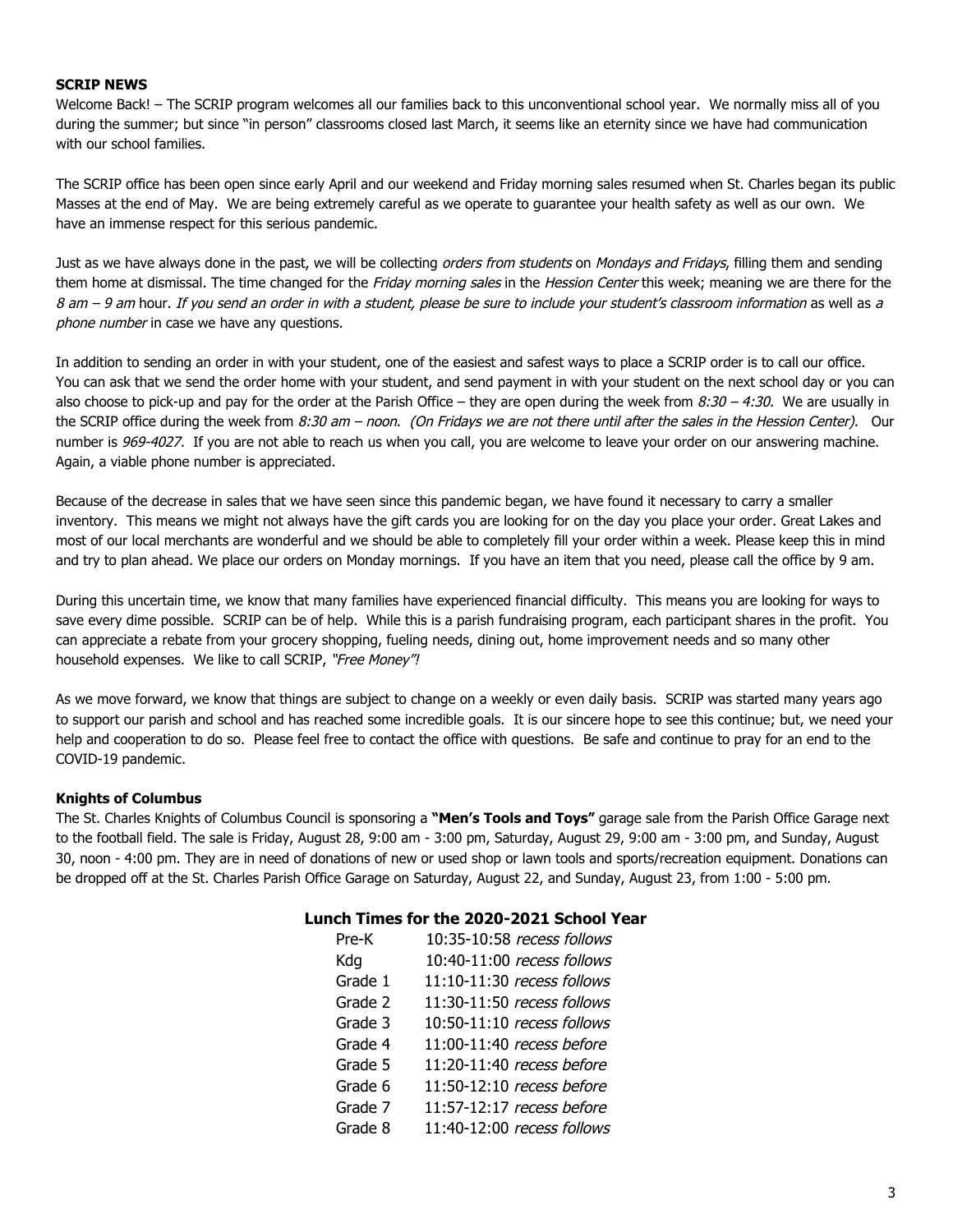**SCRIP NEWS**

Welcome Back! – The SCRIP program welcomes all our families back to this unconventional school year. We normally miss all of you during the summer; but since "in person" classrooms closed last March, it seems like an eternity since we have had communication with our school families.

The SCRIP office has been open since early April and our weekend and Friday morning sales resumed when St. Charles began its public Masses at the end of May. We are being extremely careful as we operate to guarantee your health safety as well as our own. We have an immense respect for this serious pandemic.

Just as we have always done in the past, we will be collecting *orders from students* on *Mondays and Fridays*, filling them and sending them home at dismissal. The time changed for the *Friday morning sales* in the *Hession Center* this week; meaning we are there for the *8 am – 9 am* hour. *If you send an order in with a student, please be sure to include your student's classroom information* as well as *a phone number* in case we have any questions.

In addition to sending an order in with your student, one of the easiest and safest ways to place a SCRIP order is to call our office. You can ask that we send the order home with your student, and send payment in with your student on the next school day or you can also choose to pick-up and pay for the order at the Parish Office – they are open during the week from *8:30 – 4:30.* We are usually in the SCRIP office during the week from *8:30 am – noon*. *(On Fridays we are not there until after the sales in the Hession Center).* Our number is *969-4027.* If you are not able to reach us when you call, you are welcome to leave your order on our answering machine. Again, a viable phone number is appreciated.

Because of the decrease in sales that we have seen since this pandemic began, we have found it necessary to carry a smaller inventory. This means we might not always have the gift cards you are looking for on the day you place your order. Great Lakes and most of our local merchants are wonderful and we should be able to completely fill your order within a week. Please keep this in mind and try to plan ahead. We place our orders on Monday mornings. If you have an item that you need, please call the office by 9 am.

During this uncertain time, we know that many families have experienced financial difficulty. This means you are looking for ways to save every dime possible. SCRIP can be of help. While this is a parish fundraising program, each participant shares in the profit. You can appreciate a rebate from your grocery shopping, fueling needs, dining out, home improvement needs and so many other household expenses. We like to call SCRIP, *"Free Money"!*

As we move forward, we know that things are subject to change on a weekly or even daily basis. SCRIP was started many years ago to support our parish and school and has reached some incredible goals. It is our sincere hope to see this continue; but, we need your help and cooperation to do so. Please feel free to contact the office with questions. Be safe and continue to pray for an end to the COVID-19 pandemic.

**Knights of Columbus**

The St. Charles Knights of Columbus Council is sponsoring a **"Men's Tools and Toys"** garage sale from the Parish Office Garage next to the football field. The sale is Friday, August 28, 9:00 am - 3:00 pm, Saturday, August 29, 9:00 am - 3:00 pm, and Sunday, August 30, noon - 4:00 pm. They are in need of donations of new or used shop or lawn tools and sports/recreation equipment. Donations can be dropped off at the St. Charles Parish Office Garage on Saturday, August 22, and Sunday, August 23, from 1:00 - 5:00 pm.

## Lunch Times for the 2020-2021 School Year

| Grade | Lunch Time |
|---|---|
| Pre-K | 10:35-10:58 *recess follows* |
| Kdg | 10:40-11:00 *recess follows* |
| Grade 1 | 11:10-11:30 *recess follows* |
| Grade 2 | 11:30-11:50 *recess follows* |
| Grade 3 | 10:50-11:10 *recess follows* |
| Grade 4 | 11:00-11:40 *recess before* |
| Grade 5 | 11:20-11:40 *recess before* |
| Grade 6 | 11:50-12:10 *recess before* |
| Grade 7 | 11:57-12:17 *recess before* |
| Grade 8 | 11:40-12:00 *recess follows* |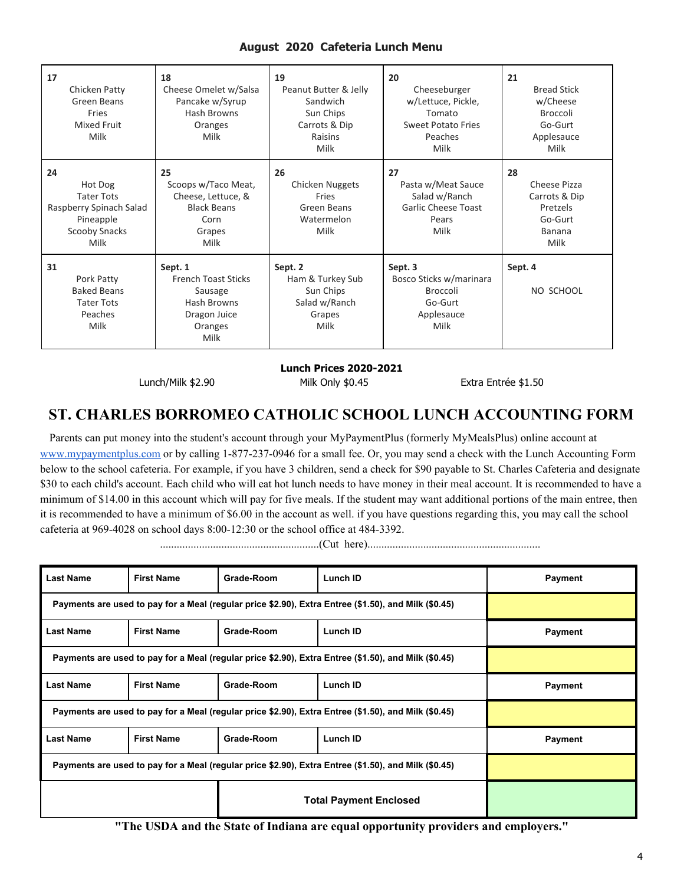## August 2020 Cafeteria Lunch Menu

| | | | | |
|---|---|---|---|---|
| **17**<br>Chicken Patty<br>Green Beans<br>Fries<br>Mixed Fruit<br>Milk | **18**<br>Cheese Omelet w/Salsa<br>Pancake w/Syrup<br>Hash Browns<br>Oranges<br>Milk | **19**<br>Peanut Butter & Jelly Sandwich<br>Sun Chips<br>Carrots & Dip<br>Raisins<br>Milk | **20**<br>Cheeseburger w/Lettuce, Pickle, Tomato<br>Sweet Potato Fries<br>Peaches<br>Milk | **21**<br>Bread Stick w/Cheese<br>Broccoli<br>Go-Gurt<br>Applesauce<br>Milk |
| **24**<br>Hot Dog<br>Tater Tots<br>Raspberry Spinach Salad<br>Pineapple<br>Scooby Snacks<br>Milk | **25**<br>Scoops w/Taco Meat, Cheese, Lettuce, &<br>Black Beans<br>Corn<br>Grapes<br>Milk | **26**<br>Chicken Nuggets<br>Fries<br>Green Beans<br>Watermelon<br>Milk | **27**<br>Pasta w/Meat Sauce<br>Salad w/Ranch<br>Garlic Cheese Toast<br>Pears<br>Milk | **28**<br>Cheese Pizza<br>Carrots & Dip<br>Pretzels<br>Go-Gurt<br>Banana<br>Milk |
| **31**<br>Pork Patty<br>Baked Beans<br>Tater Tots<br>Peaches<br>Milk | **Sept. 1**<br>French Toast Sticks<br>Sausage<br>Hash Browns<br>Dragon Juice<br>Oranges<br>Milk | **Sept. 2**<br>Ham & Turkey Sub<br>Sun Chips<br>Salad w/Ranch<br>Grapes<br>Milk | **Sept. 3**<br>Bosco Sticks w/marinara<br>Broccoli<br>Go-Gurt<br>Applesauce<br>Milk | **Sept. 4**<br>NO SCHOOL |

**Lunch Prices 2020-2021**

Lunch/Milk $2.90 Milk Only $0.45 Extra Entrée $1.50

# ST. CHARLES BORROMEO CATHOLIC SCHOOL LUNCH ACCOUNTING FORM

Parents can put money into the student's account through your MyPaymentPlus (formerly MyMealsPlus) online account at www.mypaymentplus.com or by calling 1-877-237-0946 for a small fee. Or, you may send a check with the Lunch Accounting Form below to the school cafeteria. For example, if you have 3 children, send a check for $90 payable to St. Charles Cafeteria and designate $30 to each child's account. Each child who will eat hot lunch needs to have money in their meal account. It is recommended to have a minimum of $14.00 in this account which will pay for five meals. If the student may want additional portions of the main entree, then it is recommended to have a minimum of $6.00 in the account as well. if you have questions regarding this, you may call the school cafeteria at 969-4028 on school days 8:00-12:30 or the school office at 484-3392.

.........................................................(Cut here)..............................................................

| Last Name | First Name | Grade-Room | Lunch ID | Payment |
|---|---|---|---|---|
| Payments are used to pay for a Meal (regular price $2.90), Extra Entree ($1.50), and Milk ($0.45) | | | | |
| **Last Name** | **First Name** | **Grade-Room** | **Lunch ID** | **Payment** |
| Payments are used to pay for a Meal (regular price $2.90), Extra Entree ($1.50), and Milk ($0.45) | | | | |
| **Last Name** | **First Name** | **Grade-Room** | **Lunch ID** | **Payment** |
| Payments are used to pay for a Meal (regular price $2.90), Extra Entree ($1.50), and Milk ($0.45) | | | | |
| **Last Name** | **First Name** | **Grade-Room** | **Lunch ID** | **Payment** |
| Payments are used to pay for a Meal (regular price $2.90), Extra Entree ($1.50), and Milk ($0.45) | | | | |
| | | **Total Payment Enclosed** | | |

**"The USDA and the State of Indiana are equal opportunity providers and employers."**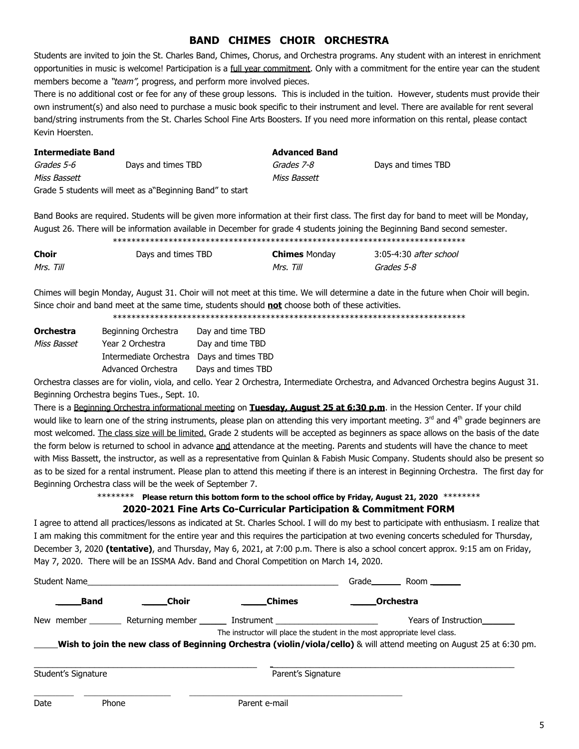## BAND CHIMES CHOIR ORCHESTRA

Students are invited to join the St. Charles Band, Chimes, Chorus, and Orchestra programs. Any student with an interest in enrichment opportunities in music is welcome! Participation is a full year commitment. Only with a commitment for the entire year can the student members become a *"team"*, progress, and perform more involved pieces.

There is no additional cost or fee for any of these group lessons. This is included in the tuition. However, students must provide their own instrument(s) and also need to purchase a music book specific to their instrument and level. There are available for rent several band/string instruments from the St. Charles School Fine Arts Boosters. If you need more information on this rental, please contact Kevin Hoersten.

| | | | |
|---|---|---|---|
| **Intermediate Band** | | **Advanced Band** | |
| *Grades 5-6* | Days and times TBD | *Grades 7-8* | Days and times TBD |
| *Miss Bassett* | | *Miss Bassett* | |

Grade 5 students will meet as a"Beginning Band" to start

Band Books are required. Students will be given more information at their first class. The first day for band to meet will be Monday, August 26. There will be information available in December for grade 4 students joining the Beginning Band second semester.

****************************************************************************

| | | | |
|---|---|---|---|
| **Choir** | Days and times TBD | **Chimes** Monday | 3:05-4:30 *after school* |
| *Mrs. Till* | | *Mrs. Till* | *Grades 5-8* |

Chimes will begin Monday, August 31. Choir will not meet at this time. We will determine a date in the future when Choir will begin. Since choir and band meet at the same time, students should **not** choose both of these activities.

****************************************************************************

| | | |
|---|---|---|
| **Orchestra** | Beginning Orchestra | Day and time TBD |
| *Miss Basset* | Year 2 Orchestra | Day and time TBD |
| | Intermediate Orchestra | Days and times TBD |
| | Advanced Orchestra | Days and times TBD |

Orchestra classes are for violin, viola, and cello. Year 2 Orchestra, Intermediate Orchestra, and Advanced Orchestra begins August 31. Beginning Orchestra begins Tues., Sept. 10.

There is a Beginning Orchestra informational meeting on **Tuesday, August 25 at 6:30 p.m**. in the Hession Center. If your child would like to learn one of the string instruments, please plan on attending this very important meeting. 3rd and 4th grade beginners are most welcomed. The class size will be limited. Grade 2 students will be accepted as beginners as space allows on the basis of the date the form below is returned to school in advance and attendance at the meeting. Parents and students will have the chance to meet with Miss Bassett, the instructor, as well as a representative from Quinlan & Fabish Music Company. Students should also be present so as to be sized for a rental instrument. Please plan to attend this meeting if there is an interest in Beginning Orchestra. The first day for Beginning Orchestra class will be the week of September 7.

******** **Please return this bottom form to the school office by Friday, August 21, 2020** ********

### 2020-2021 Fine Arts Co-Curricular Participation & Commitment FORM

I agree to attend all practices/lessons as indicated at St. Charles School. I will do my best to participate with enthusiasm. I realize that I am making this commitment for the entire year and this requires the participation at two evening concerts scheduled for Thursday, December 3, 2020 **(tentative)**, and Thursday, May 6, 2021, at 7:00 p.m. There is also a school concert approx. 9:15 am on Friday, May 7, 2020. There will be an ISSMA Adv. Band and Choral Competition on March 14, 2020.

Student Name_______________________________________________ Grade______ Room ______

____**Band** ____**Choir** ____**Chimes** ____**Orchestra**

New member ______ Returning member ______ Instrument ____________________ Years of Instruction______

The instructor will place the student in the most appropriate level class.

____**Wish to join the new class of Beginning Orchestra (violin/viola/cello)** & will attend meeting on August 25 at 6:30 pm.

_______________________________ _______________________________

Student's Signature Parent's Signature

________ ______________ ____________________________

Date Phone Parent e-mail